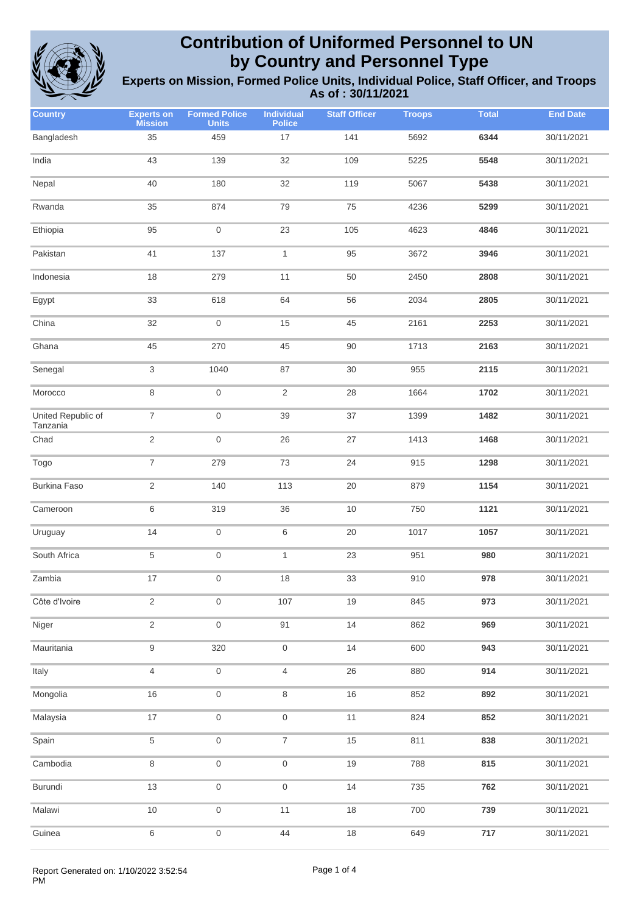# Contribution of Uniformed Personnel to UN by Country and Personnel Type

## Experts on Mission, Formed Police Units, Individual Police, Staff Officer, and Troops

**As of : 30/11/2021**

| Country | Experts on Mission | Formed Police Units | Individual Police | Staff Officer | Troops | Total | End Date |
|---|---|---|---|---|---|---|---|
| Bangladesh | 35 | 459 | 17 | 141 | 5692 | **6344** | 30/11/2021 |
| India | 43 | 139 | 32 | 109 | 5225 | **5548** | 30/11/2021 |
| Nepal | 40 | 180 | 32 | 119 | 5067 | **5438** | 30/11/2021 |
| Rwanda | 35 | 874 | 79 | 75 | 4236 | **5299** | 30/11/2021 |
| Ethiopia | 95 | 0 | 23 | 105 | 4623 | **4846** | 30/11/2021 |
| Pakistan | 41 | 137 | 1 | 95 | 3672 | **3946** | 30/11/2021 |
| Indonesia | 18 | 279 | 11 | 50 | 2450 | **2808** | 30/11/2021 |
| Egypt | 33 | 618 | 64 | 56 | 2034 | **2805** | 30/11/2021 |
| China | 32 | 0 | 15 | 45 | 2161 | **2253** | 30/11/2021 |
| Ghana | 45 | 270 | 45 | 90 | 1713 | **2163** | 30/11/2021 |
| Senegal | 3 | 1040 | 87 | 30 | 955 | **2115** | 30/11/2021 |
| Morocco | 8 | 0 | 2 | 28 | 1664 | **1702** | 30/11/2021 |
| United Republic of Tanzania | 7 | 0 | 39 | 37 | 1399 | **1482** | 30/11/2021 |
| Chad | 2 | 0 | 26 | 27 | 1413 | **1468** | 30/11/2021 |
| Togo | 7 | 279 | 73 | 24 | 915 | **1298** | 30/11/2021 |
| Burkina Faso | 2 | 140 | 113 | 20 | 879 | **1154** | 30/11/2021 |
| Cameroon | 6 | 319 | 36 | 10 | 750 | **1121** | 30/11/2021 |
| Uruguay | 14 | 0 | 6 | 20 | 1017 | **1057** | 30/11/2021 |
| South Africa | 5 | 0 | 1 | 23 | 951 | **980** | 30/11/2021 |
| Zambia | 17 | 0 | 18 | 33 | 910 | **978** | 30/11/2021 |
| Côte d'Ivoire | 2 | 0 | 107 | 19 | 845 | **973** | 30/11/2021 |
| Niger | 2 | 0 | 91 | 14 | 862 | **969** | 30/11/2021 |
| Mauritania | 9 | 320 | 0 | 14 | 600 | **943** | 30/11/2021 |
| Italy | 4 | 0 | 4 | 26 | 880 | **914** | 30/11/2021 |
| Mongolia | 16 | 0 | 8 | 16 | 852 | **892** | 30/11/2021 |
| Malaysia | 17 | 0 | 0 | 11 | 824 | **852** | 30/11/2021 |
| Spain | 5 | 0 | 7 | 15 | 811 | **838** | 30/11/2021 |
| Cambodia | 8 | 0 | 0 | 19 | 788 | **815** | 30/11/2021 |
| Burundi | 13 | 0 | 0 | 14 | 735 | **762** | 30/11/2021 |
| Malawi | 10 | 0 | 11 | 18 | 700 | **739** | 30/11/2021 |
| Guinea | 6 | 0 | 44 | 18 | 649 | **717** | 30/11/2021 |

Report Generated on: 1/10/2022 3:52:54 PM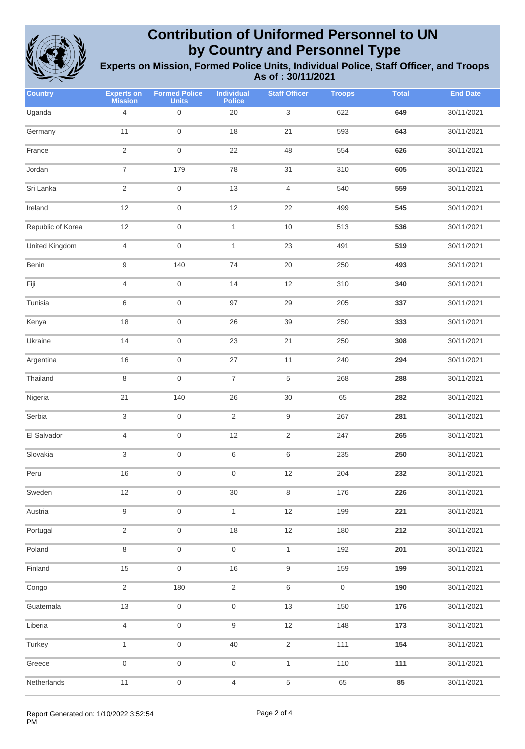# Contribution of Uniformed Personnel to UN by Country and Personnel Type

### Experts on Mission, Formed Police Units, Individual Police, Staff Officer, and Troops
### As of : 30/11/2021

| Country | Experts on Mission | Formed Police Units | Individual Police | Staff Officer | Troops | Total | End Date |
|---|---|---|---|---|---|---|---|
| Uganda | 4 | 0 | 20 | 3 | 622 | **649** | 30/11/2021 |
| Germany | 11 | 0 | 18 | 21 | 593 | **643** | 30/11/2021 |
| France | 2 | 0 | 22 | 48 | 554 | **626** | 30/11/2021 |
| Jordan | 7 | 179 | 78 | 31 | 310 | **605** | 30/11/2021 |
| Sri Lanka | 2 | 0 | 13 | 4 | 540 | **559** | 30/11/2021 |
| Ireland | 12 | 0 | 12 | 22 | 499 | **545** | 30/11/2021 |
| Republic of Korea | 12 | 0 | 1 | 10 | 513 | **536** | 30/11/2021 |
| United Kingdom | 4 | 0 | 1 | 23 | 491 | **519** | 30/11/2021 |
| Benin | 9 | 140 | 74 | 20 | 250 | **493** | 30/11/2021 |
| Fiji | 4 | 0 | 14 | 12 | 310 | **340** | 30/11/2021 |
| Tunisia | 6 | 0 | 97 | 29 | 205 | **337** | 30/11/2021 |
| Kenya | 18 | 0 | 26 | 39 | 250 | **333** | 30/11/2021 |
| Ukraine | 14 | 0 | 23 | 21 | 250 | **308** | 30/11/2021 |
| Argentina | 16 | 0 | 27 | 11 | 240 | **294** | 30/11/2021 |
| Thailand | 8 | 0 | 7 | 5 | 268 | **288** | 30/11/2021 |
| Nigeria | 21 | 140 | 26 | 30 | 65 | **282** | 30/11/2021 |
| Serbia | 3 | 0 | 2 | 9 | 267 | **281** | 30/11/2021 |
| El Salvador | 4 | 0 | 12 | 2 | 247 | **265** | 30/11/2021 |
| Slovakia | 3 | 0 | 6 | 6 | 235 | **250** | 30/11/2021 |
| Peru | 16 | 0 | 0 | 12 | 204 | **232** | 30/11/2021 |
| Sweden | 12 | 0 | 30 | 8 | 176 | **226** | 30/11/2021 |
| Austria | 9 | 0 | 1 | 12 | 199 | **221** | 30/11/2021 |
| Portugal | 2 | 0 | 18 | 12 | 180 | **212** | 30/11/2021 |
| Poland | 8 | 0 | 0 | 1 | 192 | **201** | 30/11/2021 |
| Finland | 15 | 0 | 16 | 9 | 159 | **199** | 30/11/2021 |
| Congo | 2 | 180 | 2 | 6 | 0 | **190** | 30/11/2021 |
| Guatemala | 13 | 0 | 0 | 13 | 150 | **176** | 30/11/2021 |
| Liberia | 4 | 0 | 9 | 12 | 148 | **173** | 30/11/2021 |
| Turkey | 1 | 0 | 40 | 2 | 111 | **154** | 30/11/2021 |
| Greece | 0 | 0 | 0 | 1 | 110 | **111** | 30/11/2021 |
| Netherlands | 11 | 0 | 4 | 5 | 65 | **85** | 30/11/2021 |

Report Generated on: 1/10/2022 3:52:54 PM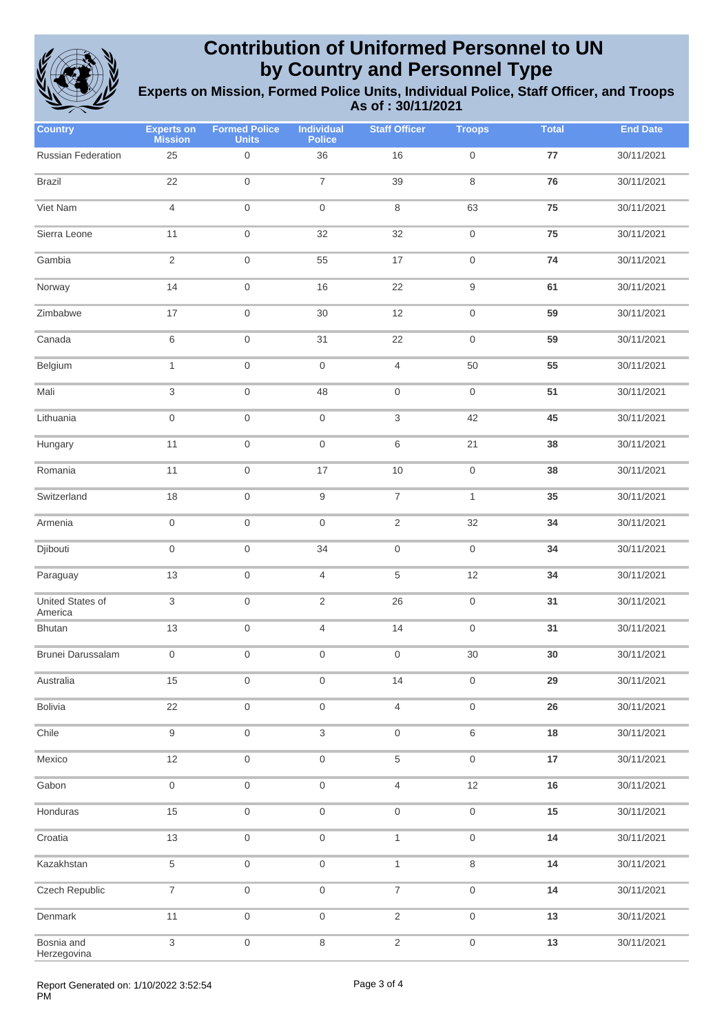# Contribution of Uniformed Personnel to UN by Country and Personnel Type

### Experts on Mission, Formed Police Units, Individual Police, Staff Officer, and Troops

### As of : 30/11/2021

| Country | Experts on Mission | Formed Police Units | Individual Police | Staff Officer | Troops | Total | End Date |
|---|---|---|---|---|---|---|---|
| Russian Federation | 25 | 0 | 36 | 16 | 0 | **77** | 30/11/2021 |
| Brazil | 22 | 0 | 7 | 39 | 8 | **76** | 30/11/2021 |
| Viet Nam | 4 | 0 | 0 | 8 | 63 | **75** | 30/11/2021 |
| Sierra Leone | 11 | 0 | 32 | 32 | 0 | **75** | 30/11/2021 |
| Gambia | 2 | 0 | 55 | 17 | 0 | **74** | 30/11/2021 |
| Norway | 14 | 0 | 16 | 22 | 9 | **61** | 30/11/2021 |
| Zimbabwe | 17 | 0 | 30 | 12 | 0 | **59** | 30/11/2021 |
| Canada | 6 | 0 | 31 | 22 | 0 | **59** | 30/11/2021 |
| Belgium | 1 | 0 | 0 | 4 | 50 | **55** | 30/11/2021 |
| Mali | 3 | 0 | 48 | 0 | 0 | **51** | 30/11/2021 |
| Lithuania | 0 | 0 | 0 | 3 | 42 | **45** | 30/11/2021 |
| Hungary | 11 | 0 | 0 | 6 | 21 | **38** | 30/11/2021 |
| Romania | 11 | 0 | 17 | 10 | 0 | **38** | 30/11/2021 |
| Switzerland | 18 | 0 | 9 | 7 | 1 | **35** | 30/11/2021 |
| Armenia | 0 | 0 | 0 | 2 | 32 | **34** | 30/11/2021 |
| Djibouti | 0 | 0 | 34 | 0 | 0 | **34** | 30/11/2021 |
| Paraguay | 13 | 0 | 4 | 5 | 12 | **34** | 30/11/2021 |
| United States of America | 3 | 0 | 2 | 26 | 0 | **31** | 30/11/2021 |
| Bhutan | 13 | 0 | 4 | 14 | 0 | **31** | 30/11/2021 |
| Brunei Darussalam | 0 | 0 | 0 | 0 | 30 | **30** | 30/11/2021 |
| Australia | 15 | 0 | 0 | 14 | 0 | **29** | 30/11/2021 |
| Bolivia | 22 | 0 | 0 | 4 | 0 | **26** | 30/11/2021 |
| Chile | 9 | 0 | 3 | 0 | 6 | **18** | 30/11/2021 |
| Mexico | 12 | 0 | 0 | 5 | 0 | **17** | 30/11/2021 |
| Gabon | 0 | 0 | 0 | 4 | 12 | **16** | 30/11/2021 |
| Honduras | 15 | 0 | 0 | 0 | 0 | **15** | 30/11/2021 |
| Croatia | 13 | 0 | 0 | 1 | 0 | **14** | 30/11/2021 |
| Kazakhstan | 5 | 0 | 0 | 1 | 8 | **14** | 30/11/2021 |
| Czech Republic | 7 | 0 | 0 | 7 | 0 | **14** | 30/11/2021 |
| Denmark | 11 | 0 | 0 | 2 | 0 | **13** | 30/11/2021 |
| Bosnia and Herzegovina | 3 | 0 | 8 | 2 | 0 | **13** | 30/11/2021 |

Report Generated on: 1/10/2022 3:52:54 PM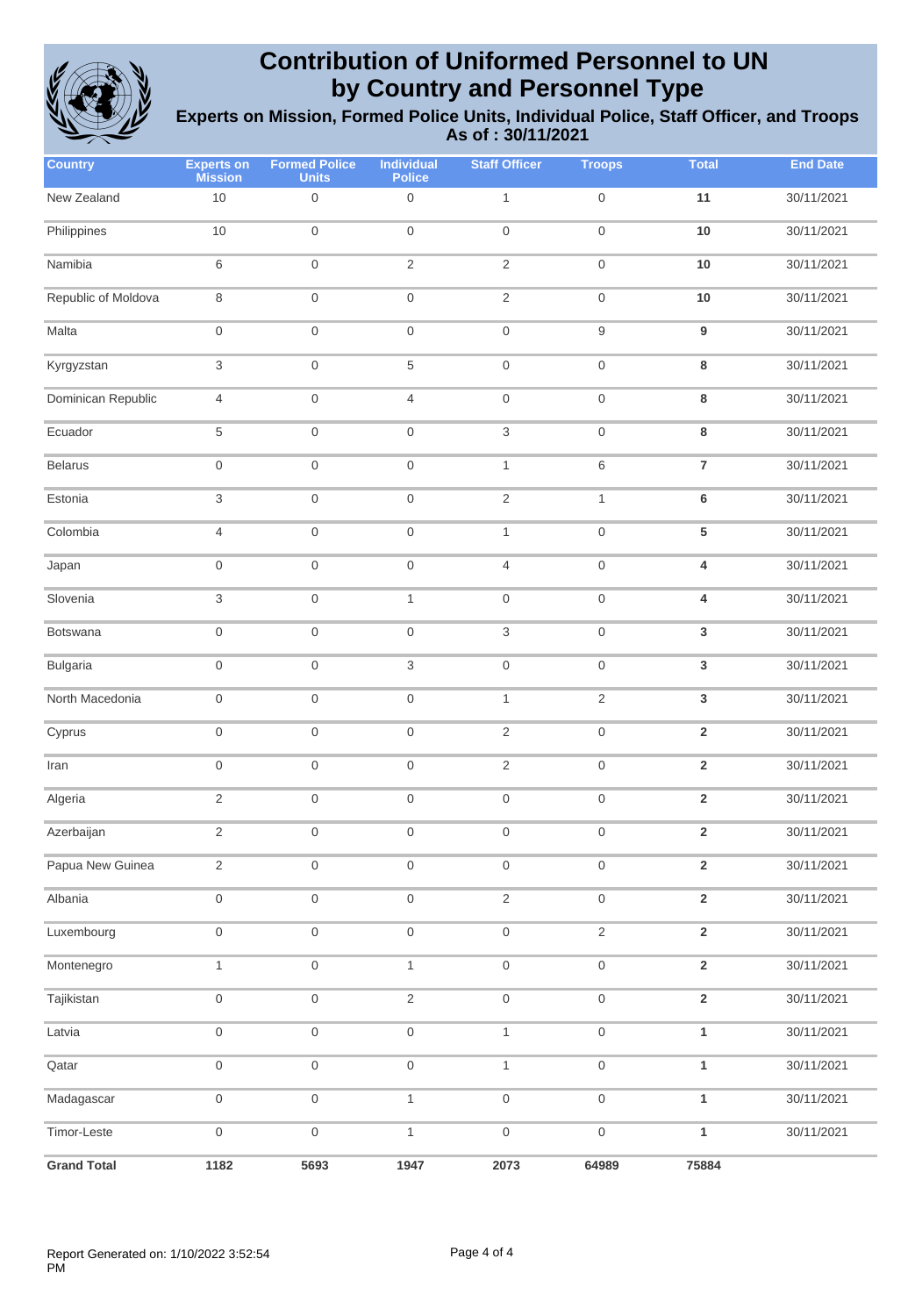# Contribution of Uniformed Personnel to UN by Country and Personnel Type

### Experts on Mission, Formed Police Units, Individual Police, Staff Officer, and Troops

### As of : 30/11/2021

| Country | Experts on Mission | Formed Police Units | Individual Police | Staff Officer | Troops | Total | End Date |
|---|---|---|---|---|---|---|---|
| New Zealand | 10 | 0 | 0 | 1 | 0 | **11** | 30/11/2021 |
| Philippines | 10 | 0 | 0 | 0 | 0 | **10** | 30/11/2021 |
| Namibia | 6 | 0 | 2 | 2 | 0 | **10** | 30/11/2021 |
| Republic of Moldova | 8 | 0 | 0 | 2 | 0 | **10** | 30/11/2021 |
| Malta | 0 | 0 | 0 | 0 | 9 | **9** | 30/11/2021 |
| Kyrgyzstan | 3 | 0 | 5 | 0 | 0 | **8** | 30/11/2021 |
| Dominican Republic | 4 | 0 | 4 | 0 | 0 | **8** | 30/11/2021 |
| Ecuador | 5 | 0 | 0 | 3 | 0 | **8** | 30/11/2021 |
| Belarus | 0 | 0 | 0 | 1 | 6 | **7** | 30/11/2021 |
| Estonia | 3 | 0 | 0 | 2 | 1 | **6** | 30/11/2021 |
| Colombia | 4 | 0 | 0 | 1 | 0 | **5** | 30/11/2021 |
| Japan | 0 | 0 | 0 | 4 | 0 | **4** | 30/11/2021 |
| Slovenia | 3 | 0 | 1 | 0 | 0 | **4** | 30/11/2021 |
| Botswana | 0 | 0 | 0 | 3 | 0 | **3** | 30/11/2021 |
| Bulgaria | 0 | 0 | 3 | 0 | 0 | **3** | 30/11/2021 |
| North Macedonia | 0 | 0 | 0 | 1 | 2 | **3** | 30/11/2021 |
| Cyprus | 0 | 0 | 0 | 2 | 0 | **2** | 30/11/2021 |
| Iran | 0 | 0 | 0 | 2 | 0 | **2** | 30/11/2021 |
| Algeria | 2 | 0 | 0 | 0 | 0 | **2** | 30/11/2021 |
| Azerbaijan | 2 | 0 | 0 | 0 | 0 | **2** | 30/11/2021 |
| Papua New Guinea | 2 | 0 | 0 | 0 | 0 | **2** | 30/11/2021 |
| Albania | 0 | 0 | 0 | 2 | 0 | **2** | 30/11/2021 |
| Luxembourg | 0 | 0 | 0 | 0 | 2 | **2** | 30/11/2021 |
| Montenegro | 1 | 0 | 1 | 0 | 0 | **2** | 30/11/2021 |
| Tajikistan | 0 | 0 | 2 | 0 | 0 | **2** | 30/11/2021 |
| Latvia | 0 | 0 | 0 | 1 | 0 | **1** | 30/11/2021 |
| Qatar | 0 | 0 | 0 | 1 | 0 | **1** | 30/11/2021 |
| Madagascar | 0 | 0 | 1 | 0 | 0 | **1** | 30/11/2021 |
| Timor-Leste | 0 | 0 | 1 | 0 | 0 | **1** | 30/11/2021 |
| **Grand Total** | **1182** | **5693** | **1947** | **2073** | **64989** | **75884** | |

Report Generated on: 1/10/2022 3:52:54 PM